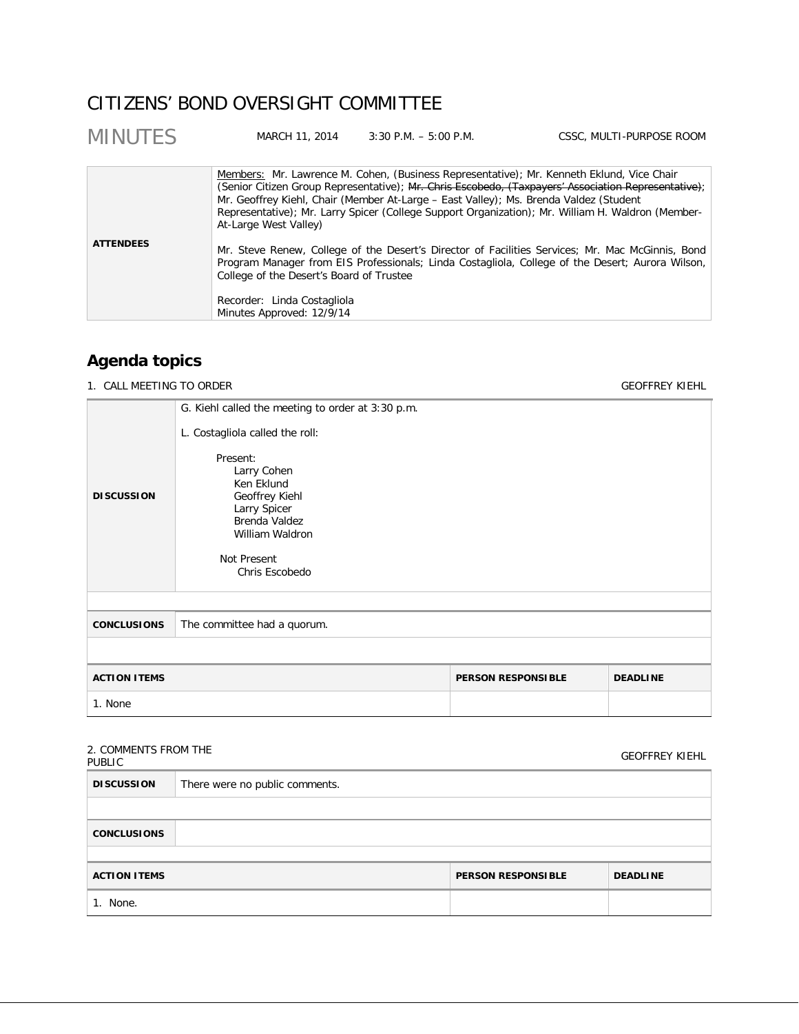# CITIZENS' BOND OVERSIGHT COMMITTEE

## MINUTES

MARCH 11, 2014 | 3:30 P.M. – 5:00 P.M. | CSSC, MULTI-PURPOSE ROOM

| | |
|---|---|
| **ATTENDEES** | Members: Mr. Lawrence M. Cohen, (Business Representative); Mr. Kenneth Eklund, Vice Chair (Senior Citizen Group Representative); ~~Mr. Chris Escobedo, (Taxpayers' Association Representative)~~; Mr. Geoffrey Kiehl, Chair (Member At-Large – East Valley); Ms. Brenda Valdez (Student Representative); Mr. Larry Spicer (College Support Organization); Mr. William H. Waldron (Member-At-Large West Valley)<br><br>Mr. Steve Renew, College of the Desert's Director of Facilities Services; Mr. Mac McGinnis, Bond Program Manager from EIS Professionals; Linda Costagliola, College of the Desert; Aurora Wilson, College of the Desert's Board of Trustee<br><br>Recorder: Linda Costagliola<br>Minutes Approved: 12/9/14 |

## Agenda topics

### 1. CALL MEETING TO ORDER — GEOFFREY KIEHL

| | |
|---|---|
| **DISCUSSION** | G. Kiehl called the meeting to order at 3:30 p.m.<br><br>L. Costagliola called the roll:<br><br>Present:<br>Larry Cohen<br>Ken Eklund<br>Geoffrey Kiehl<br>Larry Spicer<br>Brenda Valdez<br>William Waldron<br><br>Not Present<br>Chris Escobedo |
| **CONCLUSIONS** | The committee had a quorum. |

| ACTION ITEMS | PERSON RESPONSIBLE | DEADLINE |
|---|---|---|
| 1. None | | |

### 2. COMMENTS FROM THE PUBLIC — GEOFFREY KIEHL

| | |
|---|---|
| **DISCUSSION** | There were no public comments. |
| **CONCLUSIONS** | |

| ACTION ITEMS | PERSON RESPONSIBLE | DEADLINE |
|---|---|---|
| 1. None. | | |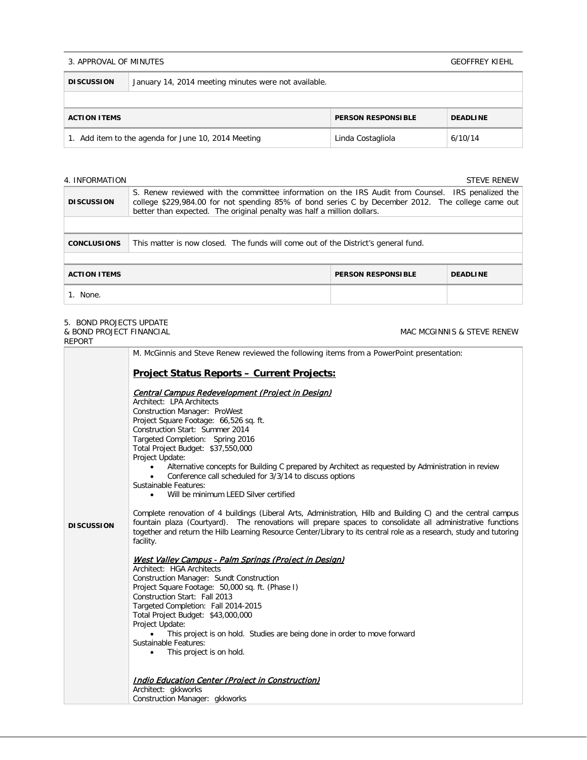3. APPROVAL OF MINUTES — GEOFFREY KIEHL

| **DISCUSSION** | January 14, 2014 meeting minutes were not available. | |
|---|---|---|

| **ACTION ITEMS** | **PERSON RESPONSIBLE** | **DEADLINE** |
|---|---|---|
| 1. Add item to the agenda for June 10, 2014 Meeting | Linda Costagliola | 6/10/14 |

4. INFORMATION — STEVE RENEW

| **DISCUSSION** | S. Renew reviewed with the committee information on the IRS Audit from Counsel. IRS penalized the college $229,984.00 for not spending 85% of bond series C by December 2012. The college came out better than expected. The original penalty was half a million dollars. |
|---|---|
| **CONCLUSIONS** | This matter is now closed. The funds will come out of the District's general fund. |

| **ACTION ITEMS** | **PERSON RESPONSIBLE** | **DEADLINE** |
|---|---|---|
| 1. None. | | |

5. BOND PROJECTS UPDATE & BOND PROJECT FINANCIAL REPORT — MAC MCGINNIS & STEVE RENEW

**DISCUSSION**

M. McGinnis and Steve Renew reviewed the following items from a PowerPoint presentation:

**Project Status Reports – Current Projects:**

*Central Campus Redevelopment (Project in Design)*
Architect: LPA Architects
Construction Manager: ProWest
Project Square Footage: 66,526 sq. ft.
Construction Start: Summer 2014
Targeted Completion: Spring 2016
Total Project Budget: $37,550,000
Project Update:

- Alternative concepts for Building C prepared by Architect as requested by Administration in review
- Conference call scheduled for 3/3/14 to discuss options

Sustainable Features:

- Will be minimum LEED Silver certified

Complete renovation of 4 buildings (Liberal Arts, Administration, Hilb and Building C) and the central campus fountain plaza (Courtyard). The renovations will prepare spaces to consolidate all administrative functions together and return the Hilb Learning Resource Center/Library to its central role as a research, study and tutoring facility.

*West Valley Campus - Palm Springs (Project in Design)*
Architect: HGA Architects
Construction Manager: Sundt Construction
Project Square Footage: 50,000 sq. ft. (Phase I)
Construction Start: Fall 2013
Targeted Completion: Fall 2014-2015
Total Project Budget: $43,000,000
Project Update:

- This project is on hold. Studies are being done in order to move forward

Sustainable Features:

- This project is on hold.

*Indio Education Center (Project in Construction)*
Architect: gkkworks
Construction Manager: gkkworks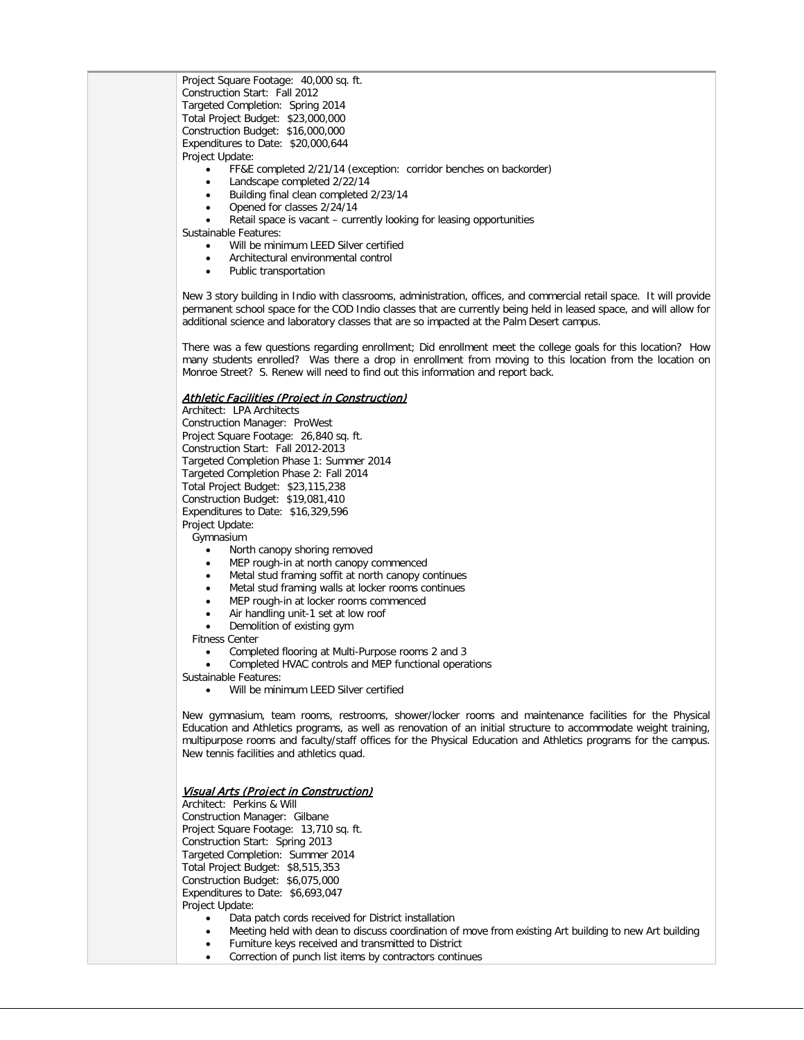Project Square Footage: 40,000 sq. ft.
Construction Start: Fall 2012
Targeted Completion: Spring 2014
Total Project Budget: $23,000,000
Construction Budget: $16,000,000
Expenditures to Date: $20,000,644
Project Update:

- FF&E completed 2/21/14 (exception: corridor benches on backorder)
- Landscape completed 2/22/14
- Building final clean completed 2/23/14
- Opened for classes 2/24/14
- Retail space is vacant – currently looking for leasing opportunities

Sustainable Features:

- Will be minimum LEED Silver certified
- Architectural environmental control
- Public transportation

New 3 story building in Indio with classrooms, administration, offices, and commercial retail space. It will provide permanent school space for the COD Indio classes that are currently being held in leased space, and will allow for additional science and laboratory classes that are so impacted at the Palm Desert campus.

There was a few questions regarding enrollment; Did enrollment meet the college goals for this location? How many students enrolled? Was there a drop in enrollment from moving to this location from the location on Monroe Street? S. Renew will need to find out this information and report back.

***Athletic Facilities (Project in Construction)***

Architect: LPA Architects
Construction Manager: ProWest
Project Square Footage: 26,840 sq. ft.
Construction Start: Fall 2012-2013
Targeted Completion Phase 1: Summer 2014
Targeted Completion Phase 2: Fall 2014
Total Project Budget: $23,115,238
Construction Budget: $19,081,410
Expenditures to Date: $16,329,596
Project Update:

Gymnasium

- North canopy shoring removed
- MEP rough-in at north canopy commenced
- Metal stud framing soffit at north canopy continues
- Metal stud framing walls at locker rooms continues
- MEP rough-in at locker rooms commenced
- Air handling unit-1 set at low roof
- Demolition of existing gym

Fitness Center

- Completed flooring at Multi-Purpose rooms 2 and 3
- Completed HVAC controls and MEP functional operations

Sustainable Features:

- Will be minimum LEED Silver certified

New gymnasium, team rooms, restrooms, shower/locker rooms and maintenance facilities for the Physical Education and Athletics programs, as well as renovation of an initial structure to accommodate weight training, multipurpose rooms and faculty/staff offices for the Physical Education and Athletics programs for the campus. New tennis facilities and athletics quad.

***Visual Arts (Project in Construction)***

Architect: Perkins & Will
Construction Manager: Gilbane
Project Square Footage: 13,710 sq. ft.
Construction Start: Spring 2013
Targeted Completion: Summer 2014
Total Project Budget: $8,515,353
Construction Budget: $6,075,000
Expenditures to Date: $6,693,047
Project Update:

- Data patch cords received for District installation
- Meeting held with dean to discuss coordination of move from existing Art building to new Art building
- Furniture keys received and transmitted to District
- Correction of punch list items by contractors continues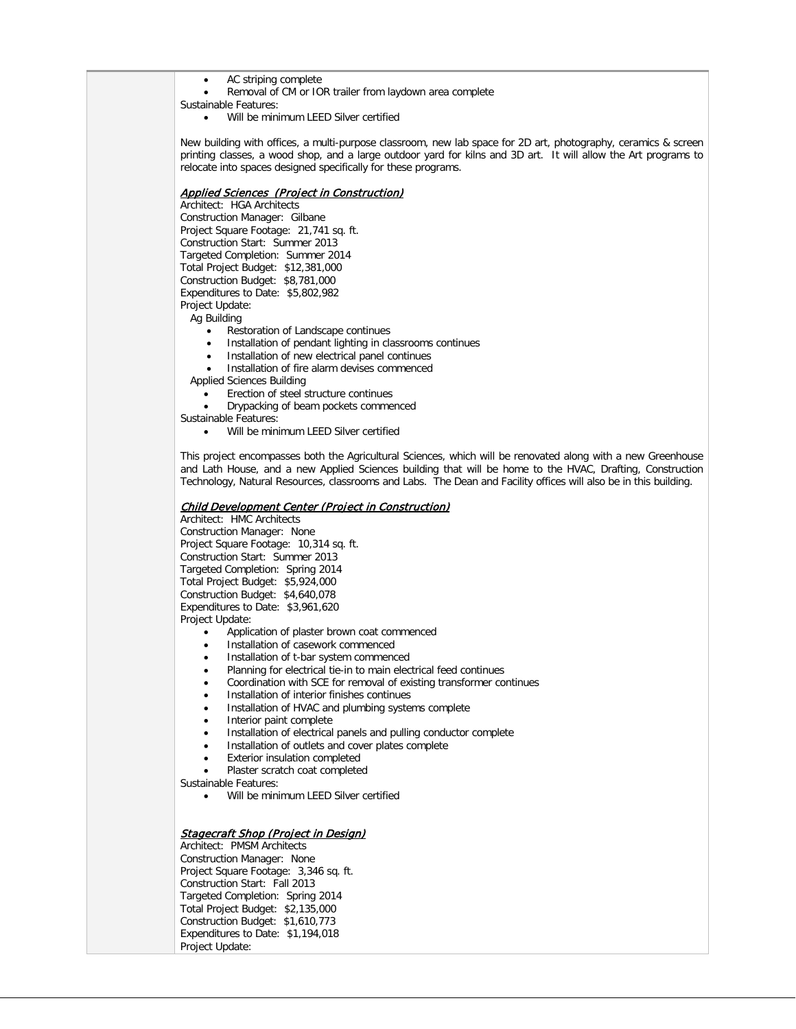- AC striping complete
- Removal of CM or IOR trailer from laydown area complete

Sustainable Features:

- Will be minimum LEED Silver certified

New building with offices, a multi-purpose classroom, new lab space for 2D art, photography, ceramics & screen printing classes, a wood shop, and a large outdoor yard for kilns and 3D art. It will allow the Art programs to relocate into spaces designed specifically for these programs.

***Applied Sciences (Project in Construction)***

Architect: HGA Architects
Construction Manager: Gilbane
Project Square Footage: 21,741 sq. ft.
Construction Start: Summer 2013
Targeted Completion: Summer 2014
Total Project Budget: $12,381,000
Construction Budget: $8,781,000
Expenditures to Date: $5,802,982
Project Update:

Ag Building

- Restoration of Landscape continues
- Installation of pendant lighting in classrooms continues
- Installation of new electrical panel continues
- Installation of fire alarm devises commenced

Applied Sciences Building

- Erection of steel structure continues
- Drypacking of beam pockets commenced

Sustainable Features:

- Will be minimum LEED Silver certified

This project encompasses both the Agricultural Sciences, which will be renovated along with a new Greenhouse and Lath House, and a new Applied Sciences building that will be home to the HVAC, Drafting, Construction Technology, Natural Resources, classrooms and Labs. The Dean and Facility offices will also be in this building.

***Child Development Center (Project in Construction)***

Architect: HMC Architects
Construction Manager: None
Project Square Footage: 10,314 sq. ft.
Construction Start: Summer 2013
Targeted Completion: Spring 2014
Total Project Budget: $5,924,000
Construction Budget: $4,640,078
Expenditures to Date: $3,961,620
Project Update:

- Application of plaster brown coat commenced
- Installation of casework commenced
- Installation of t-bar system commenced
- Planning for electrical tie-in to main electrical feed continues
- Coordination with SCE for removal of existing transformer continues
- Installation of interior finishes continues
- Installation of HVAC and plumbing systems complete
- Interior paint complete
- Installation of electrical panels and pulling conductor complete
- Installation of outlets and cover plates complete
- Exterior insulation completed
- Plaster scratch coat completed

Sustainable Features:

- Will be minimum LEED Silver certified

***Stagecraft Shop (Project in Design)***

Architect: PMSM Architects
Construction Manager: None
Project Square Footage: 3,346 sq. ft.
Construction Start: Fall 2013
Targeted Completion: Spring 2014
Total Project Budget: $2,135,000
Construction Budget: $1,610,773
Expenditures to Date: $1,194,018
Project Update: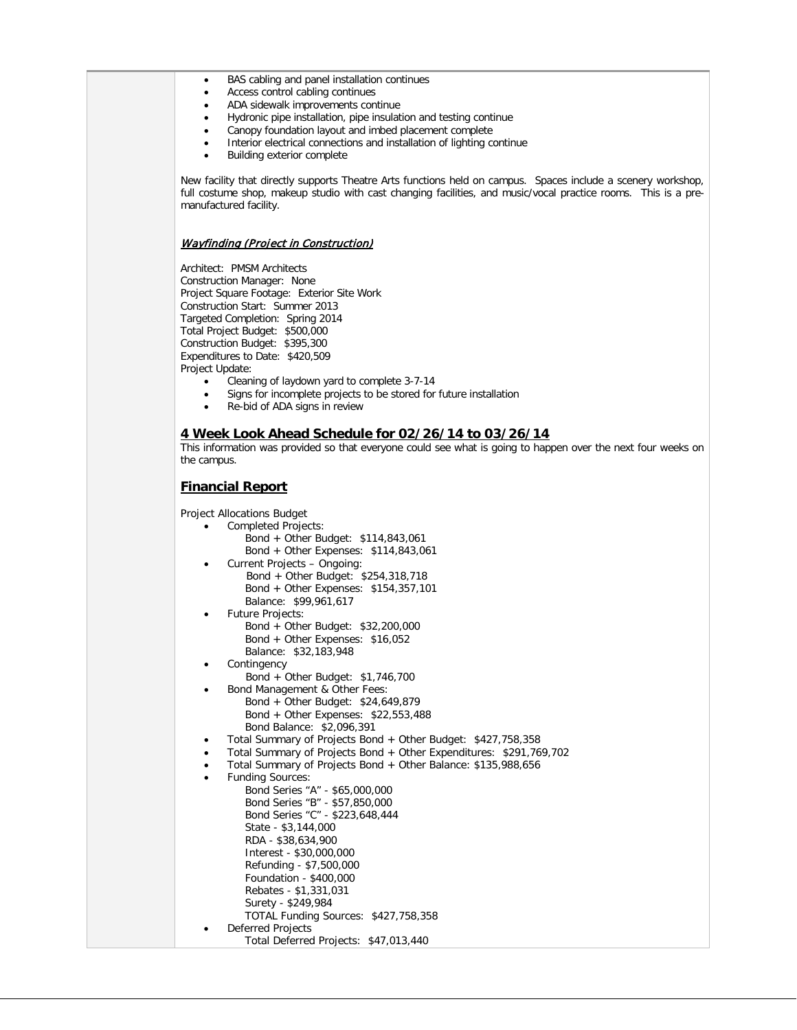- BAS cabling and panel installation continues
- Access control cabling continues
- ADA sidewalk improvements continue
- Hydronic pipe installation, pipe insulation and testing continue
- Canopy foundation layout and imbed placement complete
- Interior electrical connections and installation of lighting continue
- Building exterior complete

New facility that directly supports Theatre Arts functions held on campus. Spaces include a scenery workshop, full costume shop, makeup studio with cast changing facilities, and music/vocal practice rooms. This is a pre-manufactured facility.

***Wayfinding (Project in Construction)***

Architect: PMSM Architects
Construction Manager: None
Project Square Footage: Exterior Site Work
Construction Start: Summer 2013
Targeted Completion: Spring 2014
Total Project Budget: $500,000
Construction Budget: $395,300
Expenditures to Date: $420,509
Project Update:

- Cleaning of laydown yard to complete 3-7-14
- Signs for incomplete projects to be stored for future installation
- Re-bid of ADA signs in review

## 4 Week Look Ahead Schedule for 02/26/14 to 03/26/14

This information was provided so that everyone could see what is going to happen over the next four weeks on the campus.

## Financial Report

Project Allocations Budget

- Completed Projects:
  - Bond + Other Budget: $114,843,061
  - Bond + Other Expenses: $114,843,061
- Current Projects – Ongoing:
  - Bond + Other Budget: $254,318,718
  - Bond + Other Expenses: $154,357,101
  - Balance: $99,961,617
- Future Projects:
  - Bond + Other Budget: $32,200,000
  - Bond + Other Expenses: $16,052
  - Balance: $32,183,948
- Contingency
  - Bond + Other Budget: $1,746,700
- Bond Management & Other Fees:
  - Bond + Other Budget: $24,649,879
  - Bond + Other Expenses: $22,553,488
  - Bond Balance: $2,096,391
- Total Summary of Projects Bond + Other Budget: $427,758,358
- Total Summary of Projects Bond + Other Expenditures: $291,769,702
- Total Summary of Projects Bond + Other Balance: $135,988,656
- Funding Sources:
  - Bond Series "A" - $65,000,000
  - Bond Series "B" - $57,850,000
  - Bond Series "C" - $223,648,444
  - State - $3,144,000
  - RDA - $38,634,900
  - Interest - $30,000,000
  - Refunding - $7,500,000
  - Foundation - $400,000
  - Rebates - $1,331,031
  - Surety - $249,984
  - TOTAL Funding Sources: $427,758,358
- Deferred Projects
  - Total Deferred Projects: $47,013,440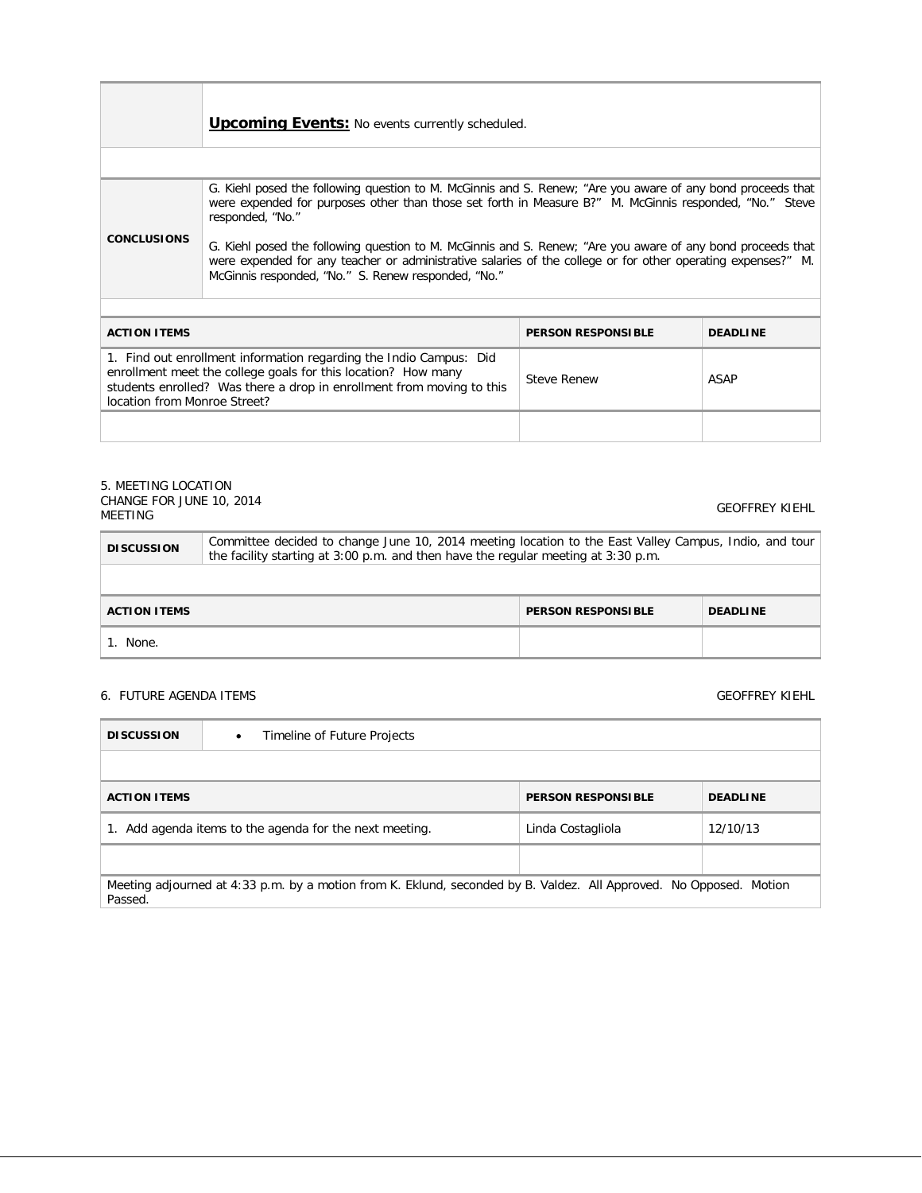| | |
|---|---|
| | **Upcoming Events:** No events currently scheduled. |
| | |
| **CONCLUSIONS** | G. Kiehl posed the following question to M. McGinnis and S. Renew; "Are you aware of any bond proceeds that were expended for purposes other than those set forth in Measure B?" M. McGinnis responded, "No." Steve responded, "No."<br><br>G. Kiehl posed the following question to M. McGinnis and S. Renew; "Are you aware of any bond proceeds that were expended for any teacher or administrative salaries of the college or for other operating expenses?" M. McGinnis responded, "No." S. Renew responded, "No." |

| ACTION ITEMS | PERSON RESPONSIBLE | DEADLINE |
|---|---|---|
| 1. Find out enrollment information regarding the Indio Campus: Did enrollment meet the college goals for this location? How many students enrolled? Was there a drop in enrollment from moving to this location from Monroe Street? | Steve Renew | ASAP |
| | | |

5. MEETING LOCATION CHANGE FOR JUNE 10, 2014 MEETING — GEOFFREY KIEHL

| | |
|---|---|
| **DISCUSSION** | Committee decided to change June 10, 2014 meeting location to the East Valley Campus, Indio, and tour the facility starting at 3:00 p.m. and then have the regular meeting at 3:30 p.m. |

| ACTION ITEMS | PERSON RESPONSIBLE | DEADLINE |
|---|---|---|
| 1. None. | | |

6. FUTURE AGENDA ITEMS — GEOFFREY KIEHL

| | |
|---|---|
| **DISCUSSION** | • Timeline of Future Projects |

| ACTION ITEMS | PERSON RESPONSIBLE | DEADLINE |
|---|---|---|
| 1. Add agenda items to the agenda for the next meeting. | Linda Costagliola | 12/10/13 |
| | | |

Meeting adjourned at 4:33 p.m. by a motion from K. Eklund, seconded by B. Valdez. All Approved. No Opposed. Motion Passed.